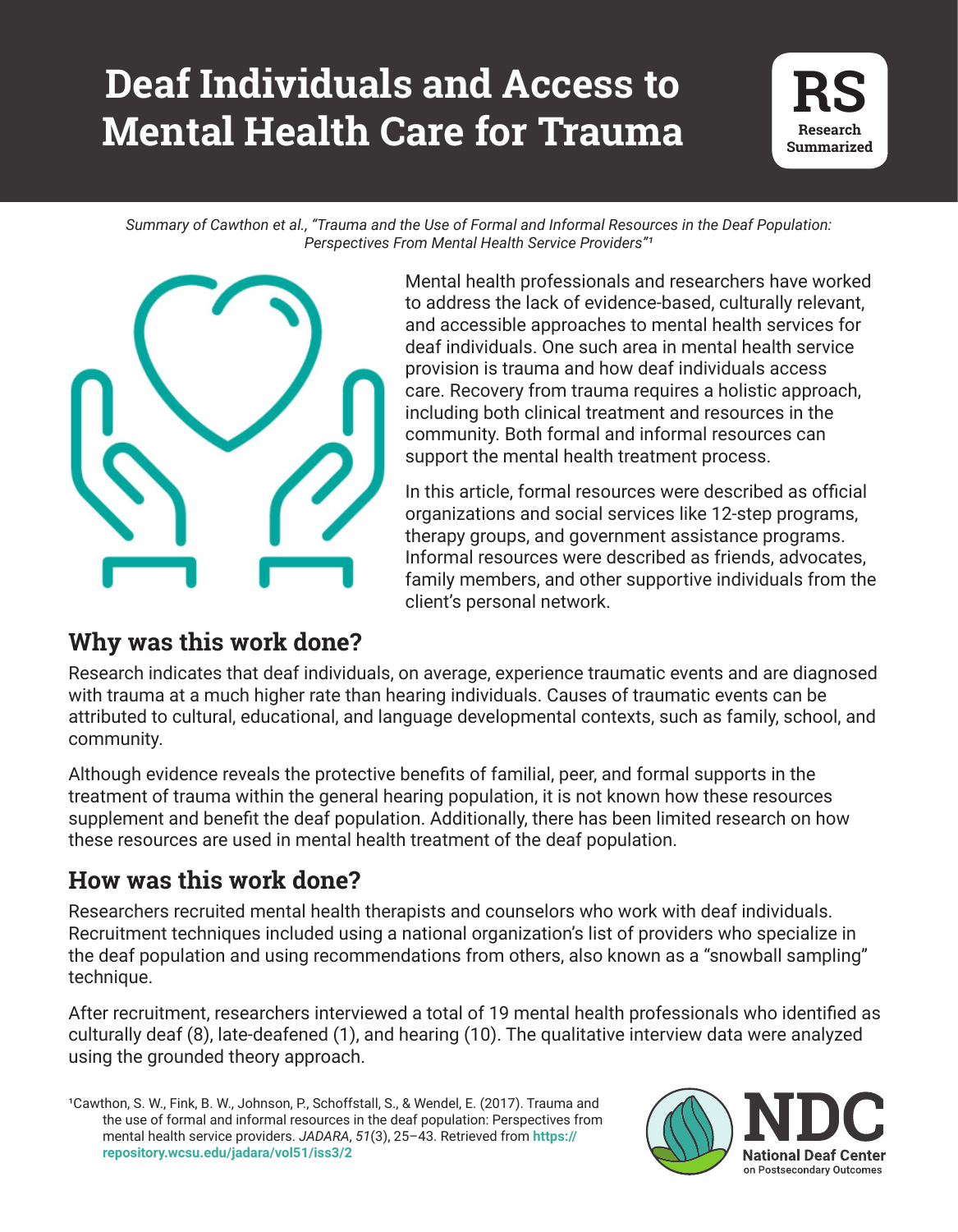# Deaf Individuals and Access to Mental Health Care for Trauma

**RS** Research Summarized

*Summary of Cawthon et al., "Trauma and the Use of Formal and Informal Resources in the Deaf Population: Perspectives From Mental Health Service Providers"*[1]

Mental health professionals and researchers have worked to address the lack of evidence-based, culturally relevant, and accessible approaches to mental health services for deaf individuals. One such area in mental health service provision is trauma and how deaf individuals access care. Recovery from trauma requires a holistic approach, including both clinical treatment and resources in the community. Both formal and informal resources can support the mental health treatment process.

In this article, formal resources were described as official organizations and social services like 12-step programs, therapy groups, and government assistance programs. Informal resources were described as friends, advocates, family members, and other supportive individuals from the client's personal network.

## Why was this work done?

Research indicates that deaf individuals, on average, experience traumatic events and are diagnosed with trauma at a much higher rate than hearing individuals. Causes of traumatic events can be attributed to cultural, educational, and language developmental contexts, such as family, school, and community.

Although evidence reveals the protective benefits of familial, peer, and formal supports in the treatment of trauma within the general hearing population, it is not known how these resources supplement and benefit the deaf population. Additionally, there has been limited research on how these resources are used in mental health treatment of the deaf population.

## How was this work done?

Researchers recruited mental health therapists and counselors who work with deaf individuals. Recruitment techniques included using a national organization's list of providers who specialize in the deaf population and using recommendations from others, also known as a "snowball sampling" technique.

After recruitment, researchers interviewed a total of 19 mental health professionals who identified as culturally deaf (8), late-deafened (1), and hearing (10). The qualitative interview data were analyzed using the grounded theory approach.

[1]Cawthon, S. W., Fink, B. W., Johnson, P., Schoffstall, S., & Wendel, E. (2017). Trauma and the use of formal and informal resources in the deaf population: Perspectives from mental health service providers. *JADARA*, *51*(3), 25–43. Retrieved from **https://repository.wcsu.edu/jadara/vol51/iss3/2**

NDC National Deaf Center on Postsecondary Outcomes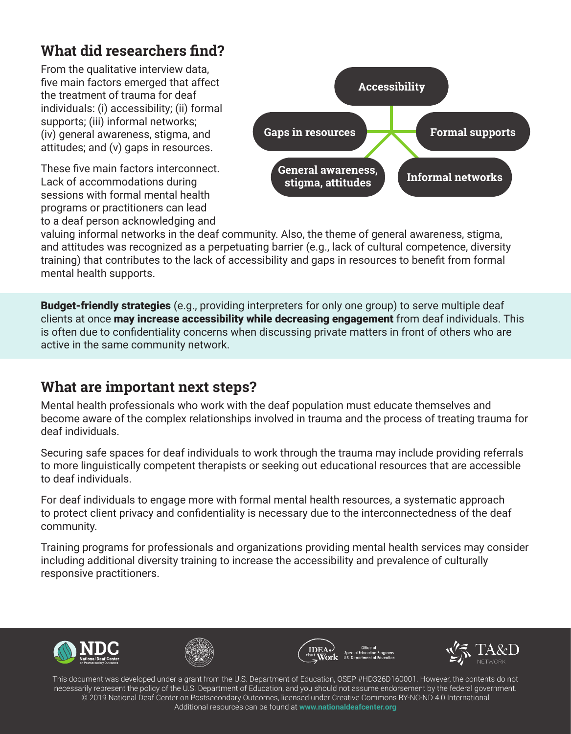## What did researchers find?

From the qualitative interview data, five main factors emerged that affect the treatment of trauma for deaf individuals: (i) accessibility; (ii) formal supports; (iii) informal networks; (iv) general awareness, stigma, and attitudes; and (v) gaps in resources.

Accessibility

Gaps in resources

Formal supports

General awareness, stigma, attitudes

Informal networks

These five main factors interconnect. Lack of accommodations during sessions with formal mental health programs or practitioners can lead to a deaf person acknowledging and valuing informal networks in the deaf community. Also, the theme of general awareness, stigma, and attitudes was recognized as a perpetuating barrier (e.g., lack of cultural competence, diversity training) that contributes to the lack of accessibility and gaps in resources to benefit from formal mental health supports.

**Budget-friendly strategies** (e.g., providing interpreters for only one group) to serve multiple deaf clients at once **may increase accessibility while decreasing engagement** from deaf individuals. This is often due to confidentiality concerns when discussing private matters in front of others who are active in the same community network.

## What are important next steps?

Mental health professionals who work with the deaf population must educate themselves and become aware of the complex relationships involved in trauma and the process of treating trauma for deaf individuals.

Securing safe spaces for deaf individuals to work through the trauma may include providing referrals to more linguistically competent therapists or seeking out educational resources that are accessible to deaf individuals.

For deaf individuals to engage more with formal mental health resources, a systematic approach to protect client privacy and confidentiality is necessary due to the interconnectedness of the deaf community.

Training programs for professionals and organizations providing mental health services may consider including additional diversity training to increase the accessibility and prevalence of culturally responsive practitioners.

This document was developed under a grant from the U.S. Department of Education, OSEP #HD326D160001. However, the contents do not necessarily represent the policy of the U.S. Department of Education, and you should not assume endorsement by the federal government.
© 2019 National Deaf Center on Postsecondary Outcomes, licensed under Creative Commons BY-NC-ND 4.0 International
Additional resources can be found at **www.nationaldeafcenter.org**